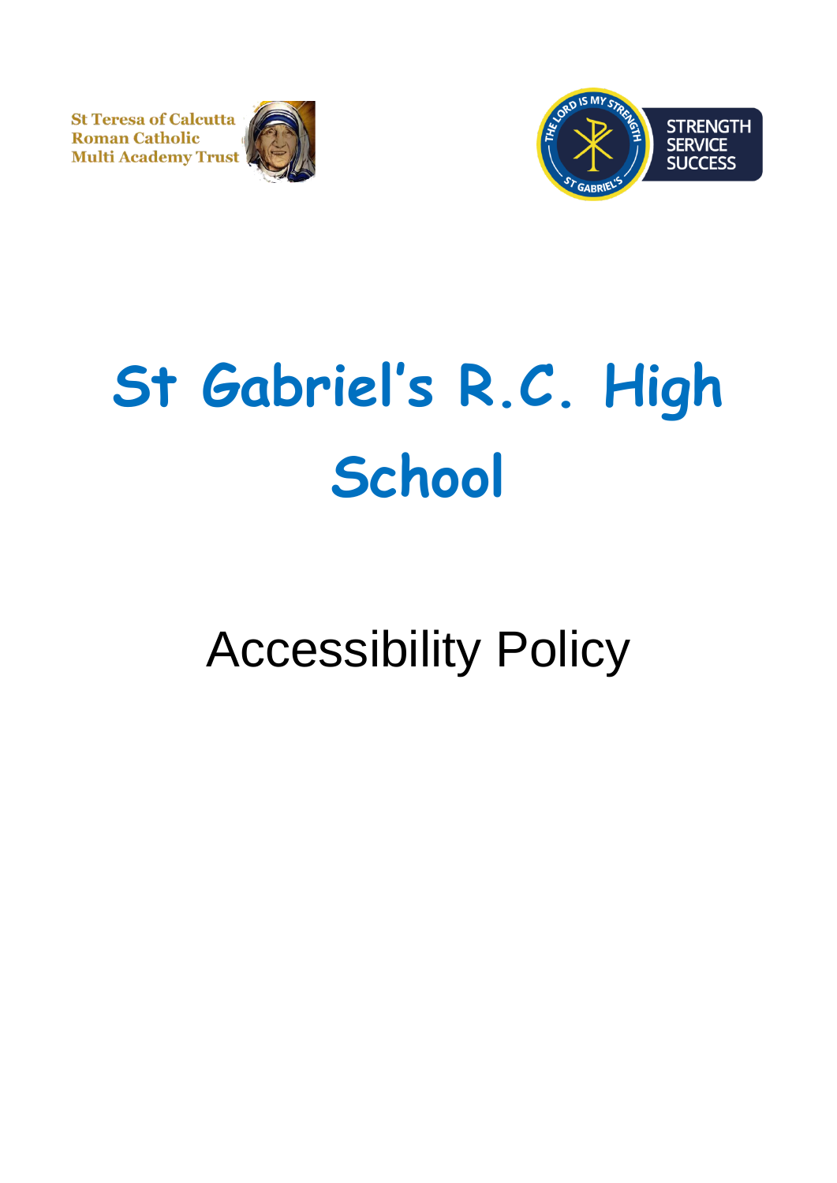St Teresa of Calcutta
Roman Catholic
Multi Academy Trust

THE LORD IS MY STRENGTH
ST GABRIEL'S
STRENGTH
SERVICE
SUCCESS

# St Gabriel's R.C. High School

## Accessibility Policy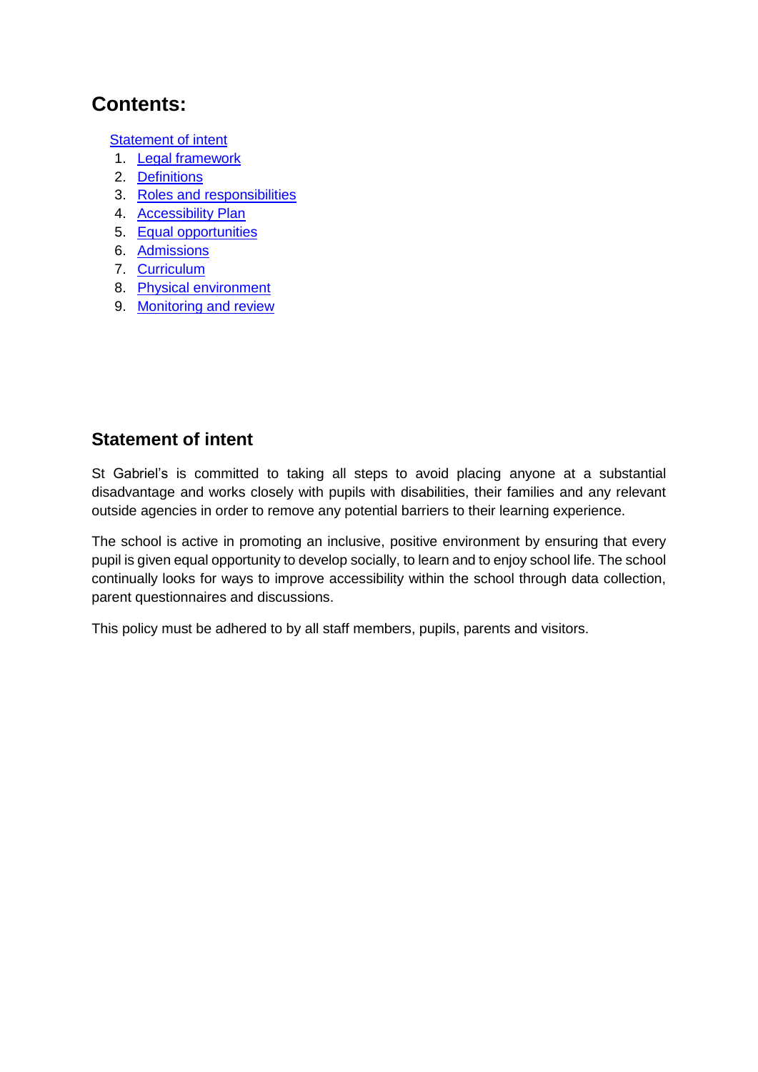## Contents:

[Statement of intent]

1. [Legal framework]
2. [Definitions]
3. [Roles and responsibilities]
4. [Accessibility Plan]
5. [Equal opportunities]
6. [Admissions]
7. [Curriculum]
8. [Physical environment]
9. [Monitoring and review]

### Statement of intent

St Gabriel's is committed to taking all steps to avoid placing anyone at a substantial disadvantage and works closely with pupils with disabilities, their families and any relevant outside agencies in order to remove any potential barriers to their learning experience.

The school is active in promoting an inclusive, positive environment by ensuring that every pupil is given equal opportunity to develop socially, to learn and to enjoy school life. The school continually looks for ways to improve accessibility within the school through data collection, parent questionnaires and discussions.

This policy must be adhered to by all staff members, pupils, parents and visitors.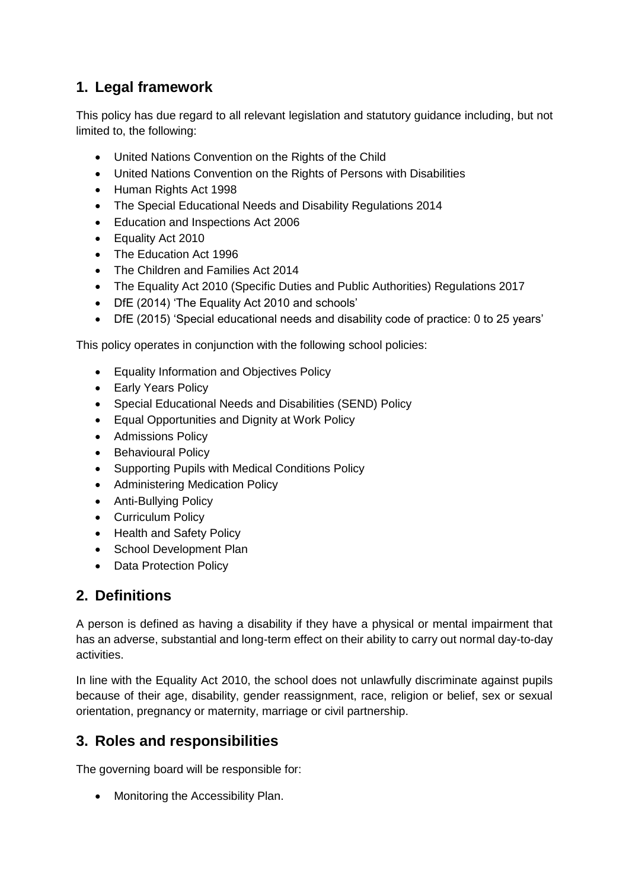## 1. Legal framework

This policy has due regard to all relevant legislation and statutory guidance including, but not limited to, the following:

- United Nations Convention on the Rights of the Child
- United Nations Convention on the Rights of Persons with Disabilities
- Human Rights Act 1998
- The Special Educational Needs and Disability Regulations 2014
- Education and Inspections Act 2006
- Equality Act 2010
- The Education Act 1996
- The Children and Families Act 2014
- The Equality Act 2010 (Specific Duties and Public Authorities) Regulations 2017
- DfE (2014) 'The Equality Act 2010 and schools'
- DfE (2015) 'Special educational needs and disability code of practice: 0 to 25 years'

This policy operates in conjunction with the following school policies:

- Equality Information and Objectives Policy
- Early Years Policy
- Special Educational Needs and Disabilities (SEND) Policy
- Equal Opportunities and Dignity at Work Policy
- Admissions Policy
- Behavioural Policy
- Supporting Pupils with Medical Conditions Policy
- Administering Medication Policy
- Anti-Bullying Policy
- Curriculum Policy
- Health and Safety Policy
- School Development Plan
- Data Protection Policy

## 2. Definitions

A person is defined as having a disability if they have a physical or mental impairment that has an adverse, substantial and long-term effect on their ability to carry out normal day-to-day activities.

In line with the Equality Act 2010, the school does not unlawfully discriminate against pupils because of their age, disability, gender reassignment, race, religion or belief, sex or sexual orientation, pregnancy or maternity, marriage or civil partnership.

## 3. Roles and responsibilities

The governing board will be responsible for:

- Monitoring the Accessibility Plan.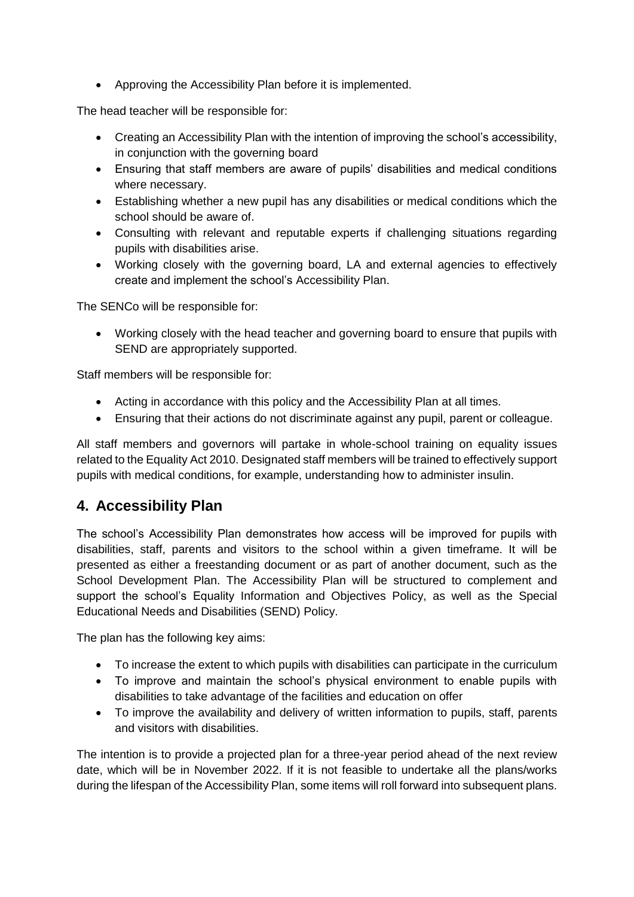- Approving the Accessibility Plan before it is implemented.

The head teacher will be responsible for:

- Creating an Accessibility Plan with the intention of improving the school's accessibility, in conjunction with the governing board
- Ensuring that staff members are aware of pupils' disabilities and medical conditions where necessary.
- Establishing whether a new pupil has any disabilities or medical conditions which the school should be aware of.
- Consulting with relevant and reputable experts if challenging situations regarding pupils with disabilities arise.
- Working closely with the governing board, LA and external agencies to effectively create and implement the school's Accessibility Plan.

The SENCo will be responsible for:

- Working closely with the head teacher and governing board to ensure that pupils with SEND are appropriately supported.

Staff members will be responsible for:

- Acting in accordance with this policy and the Accessibility Plan at all times.
- Ensuring that their actions do not discriminate against any pupil, parent or colleague.

All staff members and governors will partake in whole-school training on equality issues related to the Equality Act 2010. Designated staff members will be trained to effectively support pupils with medical conditions, for example, understanding how to administer insulin.

## 4. Accessibility Plan

The school's Accessibility Plan demonstrates how access will be improved for pupils with disabilities, staff, parents and visitors to the school within a given timeframe. It will be presented as either a freestanding document or as part of another document, such as the School Development Plan. The Accessibility Plan will be structured to complement and support the school's Equality Information and Objectives Policy, as well as the Special Educational Needs and Disabilities (SEND) Policy.

The plan has the following key aims:

- To increase the extent to which pupils with disabilities can participate in the curriculum
- To improve and maintain the school's physical environment to enable pupils with disabilities to take advantage of the facilities and education on offer
- To improve the availability and delivery of written information to pupils, staff, parents and visitors with disabilities.

The intention is to provide a projected plan for a three-year period ahead of the next review date, which will be in November 2022. If it is not feasible to undertake all the plans/works during the lifespan of the Accessibility Plan, some items will roll forward into subsequent plans.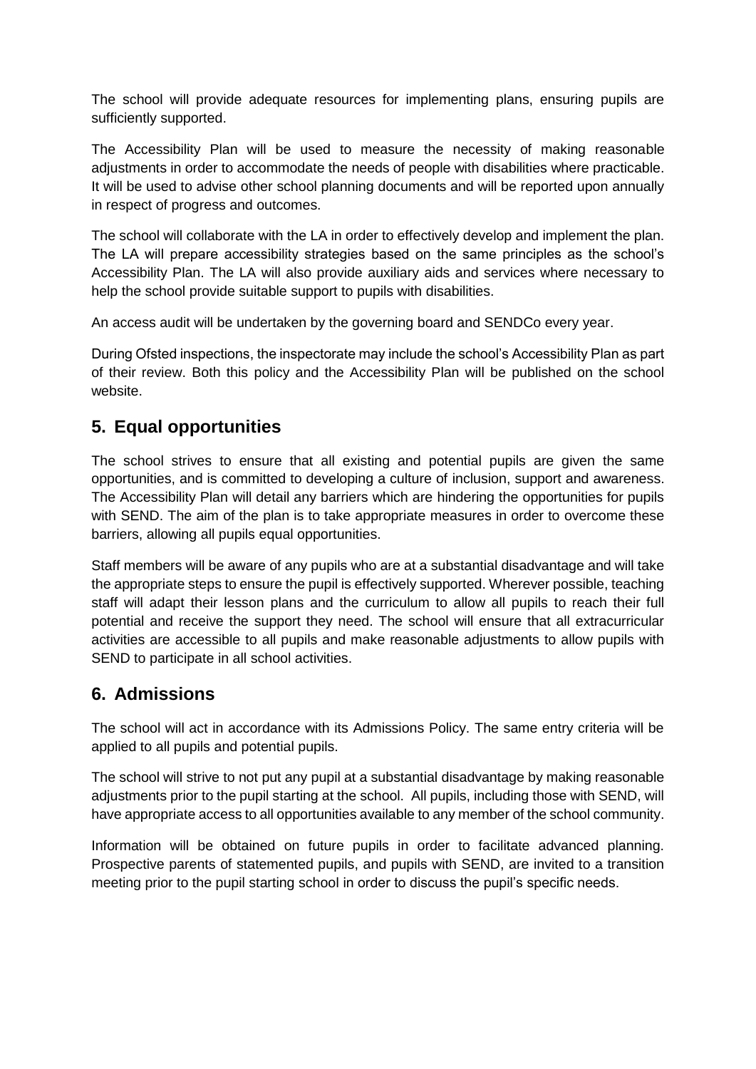The school will provide adequate resources for implementing plans, ensuring pupils are sufficiently supported.

The Accessibility Plan will be used to measure the necessity of making reasonable adjustments in order to accommodate the needs of people with disabilities where practicable. It will be used to advise other school planning documents and will be reported upon annually in respect of progress and outcomes.

The school will collaborate with the LA in order to effectively develop and implement the plan. The LA will prepare accessibility strategies based on the same principles as the school's Accessibility Plan. The LA will also provide auxiliary aids and services where necessary to help the school provide suitable support to pupils with disabilities.

An access audit will be undertaken by the governing board and SENDCo every year.

During Ofsted inspections, the inspectorate may include the school's Accessibility Plan as part of their review. Both this policy and the Accessibility Plan will be published on the school website.

## 5. Equal opportunities

The school strives to ensure that all existing and potential pupils are given the same opportunities, and is committed to developing a culture of inclusion, support and awareness. The Accessibility Plan will detail any barriers which are hindering the opportunities for pupils with SEND. The aim of the plan is to take appropriate measures in order to overcome these barriers, allowing all pupils equal opportunities.

Staff members will be aware of any pupils who are at a substantial disadvantage and will take the appropriate steps to ensure the pupil is effectively supported. Wherever possible, teaching staff will adapt their lesson plans and the curriculum to allow all pupils to reach their full potential and receive the support they need. The school will ensure that all extracurricular activities are accessible to all pupils and make reasonable adjustments to allow pupils with SEND to participate in all school activities.

## 6. Admissions

The school will act in accordance with its Admissions Policy. The same entry criteria will be applied to all pupils and potential pupils.

The school will strive to not put any pupil at a substantial disadvantage by making reasonable adjustments prior to the pupil starting at the school. All pupils, including those with SEND, will have appropriate access to all opportunities available to any member of the school community.

Information will be obtained on future pupils in order to facilitate advanced planning. Prospective parents of statemented pupils, and pupils with SEND, are invited to a transition meeting prior to the pupil starting school in order to discuss the pupil's specific needs.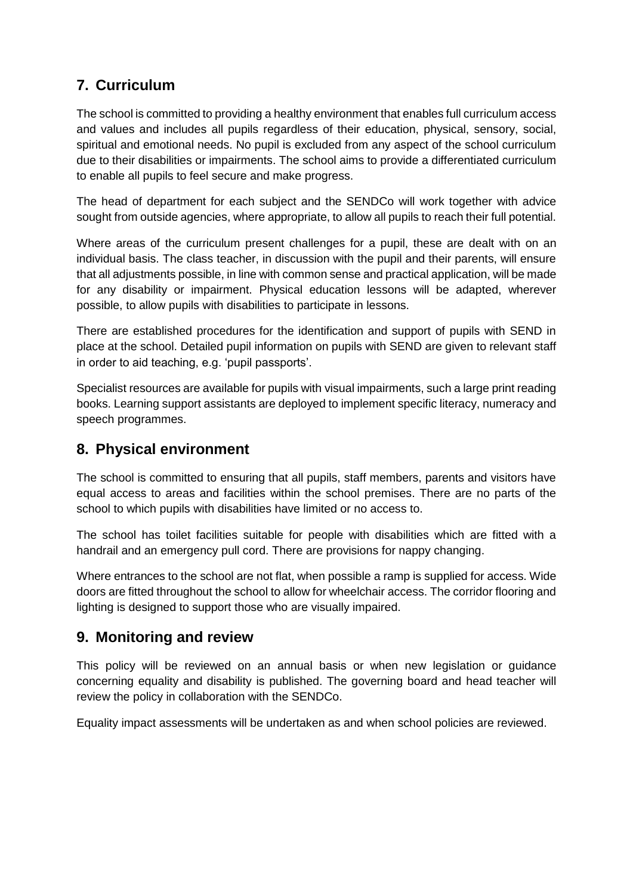## 7. Curriculum

The school is committed to providing a healthy environment that enables full curriculum access and values and includes all pupils regardless of their education, physical, sensory, social, spiritual and emotional needs. No pupil is excluded from any aspect of the school curriculum due to their disabilities or impairments. The school aims to provide a differentiated curriculum to enable all pupils to feel secure and make progress.

The head of department for each subject and the SENDCo will work together with advice sought from outside agencies, where appropriate, to allow all pupils to reach their full potential.

Where areas of the curriculum present challenges for a pupil, these are dealt with on an individual basis. The class teacher, in discussion with the pupil and their parents, will ensure that all adjustments possible, in line with common sense and practical application, will be made for any disability or impairment. Physical education lessons will be adapted, wherever possible, to allow pupils with disabilities to participate in lessons.

There are established procedures for the identification and support of pupils with SEND in place at the school. Detailed pupil information on pupils with SEND are given to relevant staff in order to aid teaching, e.g. 'pupil passports'.

Specialist resources are available for pupils with visual impairments, such a large print reading books. Learning support assistants are deployed to implement specific literacy, numeracy and speech programmes.

## 8. Physical environment

The school is committed to ensuring that all pupils, staff members, parents and visitors have equal access to areas and facilities within the school premises. There are no parts of the school to which pupils with disabilities have limited or no access to.

The school has toilet facilities suitable for people with disabilities which are fitted with a handrail and an emergency pull cord. There are provisions for nappy changing.

Where entrances to the school are not flat, when possible a ramp is supplied for access. Wide doors are fitted throughout the school to allow for wheelchair access. The corridor flooring and lighting is designed to support those who are visually impaired.

## 9. Monitoring and review

This policy will be reviewed on an annual basis or when new legislation or guidance concerning equality and disability is published. The governing board and head teacher will review the policy in collaboration with the SENDCo.

Equality impact assessments will be undertaken as and when school policies are reviewed.